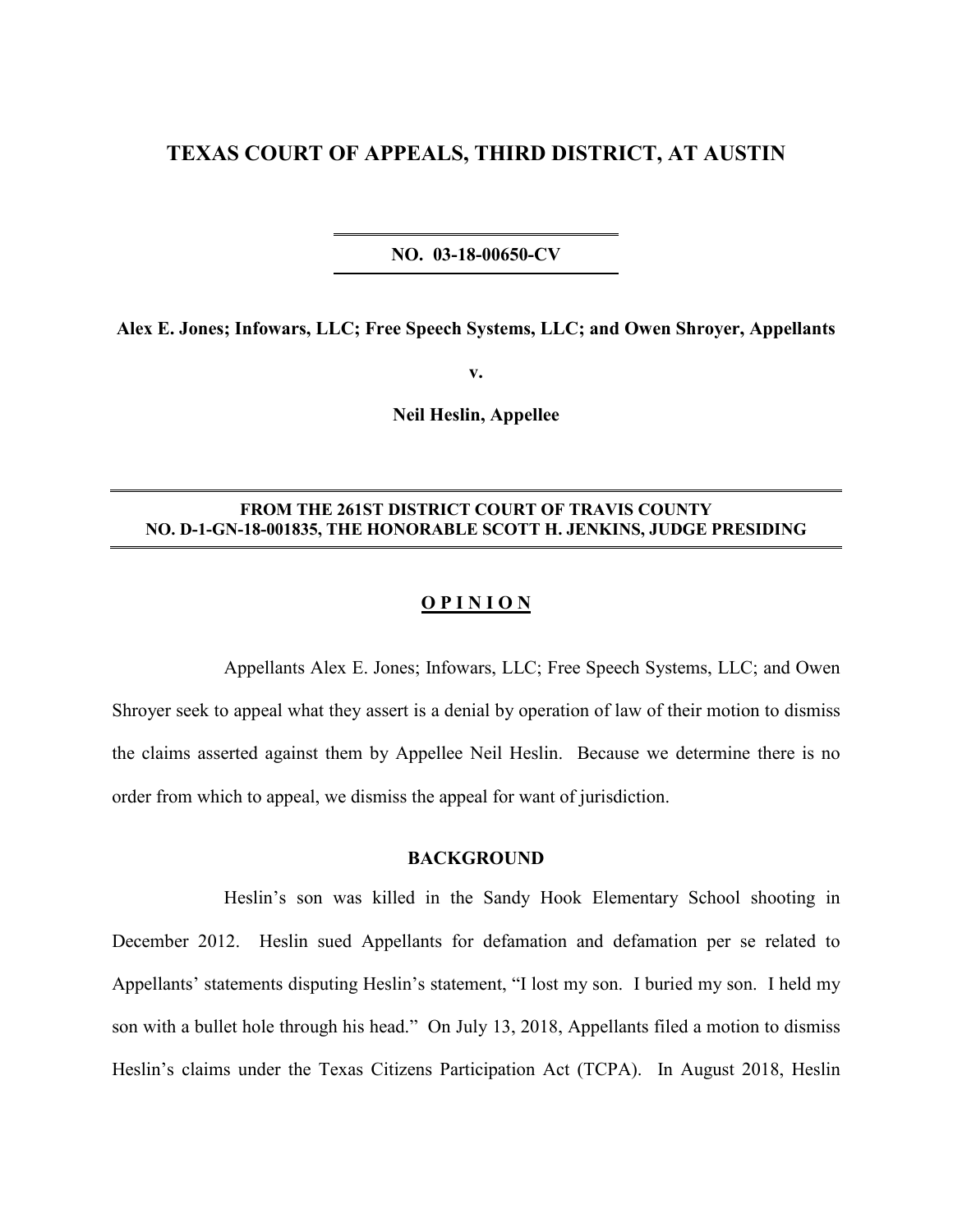# TEXAS COURT OF APPEALS, THIRD DISTRICT, AT AUSTIN

**NO. 03-18-00650-CV**

**Alex E. Jones; Infowars, LLC; Free Speech Systems, LLC; and Owen Shroyer, Appellants**

**v.**

**Neil Heslin, Appellee**

**FROM THE 261ST DISTRICT COURT OF TRAVIS COUNTY**
**NO. D-1-GN-18-001835, THE HONORABLE SCOTT H. JENKINS, JUDGE PRESIDING**

## O P I N I O N

Appellants Alex E. Jones; Infowars, LLC; Free Speech Systems, LLC; and Owen Shroyer seek to appeal what they assert is a denial by operation of law of their motion to dismiss the claims asserted against them by Appellee Neil Heslin. Because we determine there is no order from which to appeal, we dismiss the appeal for want of jurisdiction.

### BACKGROUND

Heslin's son was killed in the Sandy Hook Elementary School shooting in December 2012. Heslin sued Appellants for defamation and defamation per se related to Appellants' statements disputing Heslin's statement, "I lost my son. I buried my son. I held my son with a bullet hole through his head." On July 13, 2018, Appellants filed a motion to dismiss Heslin's claims under the Texas Citizens Participation Act (TCPA). In August 2018, Heslin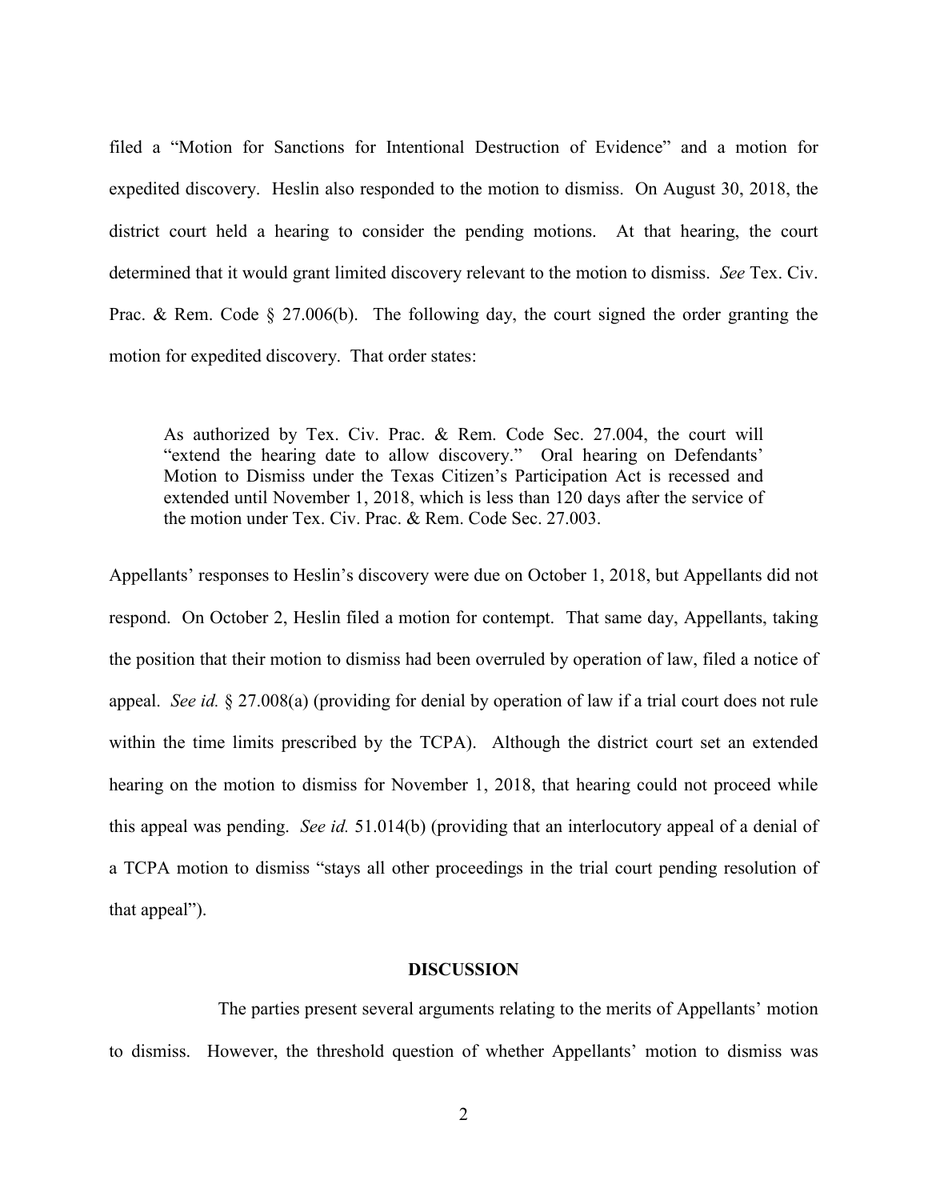filed a "Motion for Sanctions for Intentional Destruction of Evidence" and a motion for expedited discovery. Heslin also responded to the motion to dismiss. On August 30, 2018, the district court held a hearing to consider the pending motions. At that hearing, the court determined that it would grant limited discovery relevant to the motion to dismiss. *See* Tex. Civ. Prac. & Rem. Code § 27.006(b). The following day, the court signed the order granting the motion for expedited discovery. That order states:

> As authorized by Tex. Civ. Prac. & Rem. Code Sec. 27.004, the court will "extend the hearing date to allow discovery." Oral hearing on Defendants' Motion to Dismiss under the Texas Citizen's Participation Act is recessed and extended until November 1, 2018, which is less than 120 days after the service of the motion under Tex. Civ. Prac. & Rem. Code Sec. 27.003.

Appellants' responses to Heslin's discovery were due on October 1, 2018, but Appellants did not respond. On October 2, Heslin filed a motion for contempt. That same day, Appellants, taking the position that their motion to dismiss had been overruled by operation of law, filed a notice of appeal. *See id.* § 27.008(a) (providing for denial by operation of law if a trial court does not rule within the time limits prescribed by the TCPA). Although the district court set an extended hearing on the motion to dismiss for November 1, 2018, that hearing could not proceed while this appeal was pending. *See id.* 51.014(b) (providing that an interlocutory appeal of a denial of a TCPA motion to dismiss "stays all other proceedings in the trial court pending resolution of that appeal").

## DISCUSSION

The parties present several arguments relating to the merits of Appellants' motion to dismiss. However, the threshold question of whether Appellants' motion to dismiss was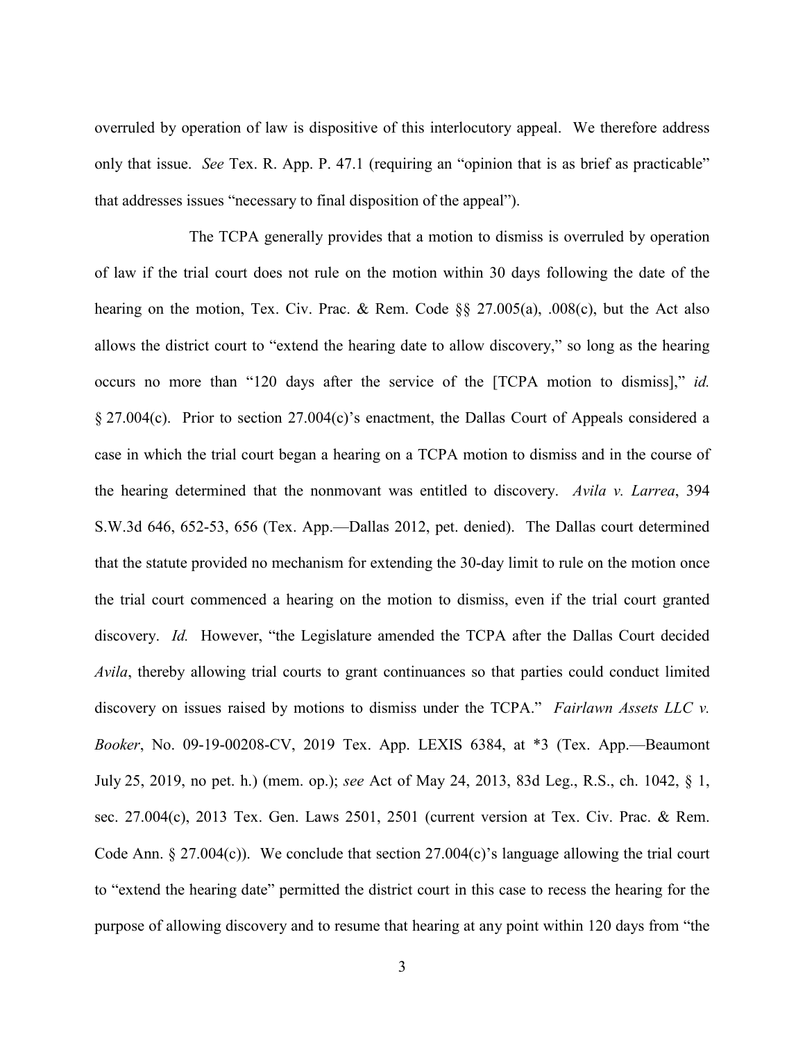overruled by operation of law is dispositive of this interlocutory appeal. We therefore address only that issue. *See* Tex. R. App. P. 47.1 (requiring an "opinion that is as brief as practicable" that addresses issues "necessary to final disposition of the appeal").

The TCPA generally provides that a motion to dismiss is overruled by operation of law if the trial court does not rule on the motion within 30 days following the date of the hearing on the motion, Tex. Civ. Prac. & Rem. Code §§ 27.005(a), .008(c), but the Act also allows the district court to "extend the hearing date to allow discovery," so long as the hearing occurs no more than "120 days after the service of the [TCPA motion to dismiss]," *id.* § 27.004(c). Prior to section 27.004(c)'s enactment, the Dallas Court of Appeals considered a case in which the trial court began a hearing on a TCPA motion to dismiss and in the course of the hearing determined that the nonmovant was entitled to discovery. *Avila v. Larrea*, 394 S.W.3d 646, 652-53, 656 (Tex. App.—Dallas 2012, pet. denied). The Dallas court determined that the statute provided no mechanism for extending the 30-day limit to rule on the motion once the trial court commenced a hearing on the motion to dismiss, even if the trial court granted discovery. *Id.* However, "the Legislature amended the TCPA after the Dallas Court decided *Avila*, thereby allowing trial courts to grant continuances so that parties could conduct limited discovery on issues raised by motions to dismiss under the TCPA." *Fairlawn Assets LLC v. Booker*, No. 09-19-00208-CV, 2019 Tex. App. LEXIS 6384, at *3 (Tex. App.—Beaumont July 25, 2019, no pet. h.) (mem. op.); *see* Act of May 24, 2013, 83d Leg., R.S., ch. 1042, § 1, sec. 27.004(c), 2013 Tex. Gen. Laws 2501, 2501 (current version at Tex. Civ. Prac. & Rem. Code Ann. § 27.004(c)). We conclude that section 27.004(c)'s language allowing the trial court to "extend the hearing date" permitted the district court in this case to recess the hearing for the purpose of allowing discovery and to resume that hearing at any point within 120 days from "the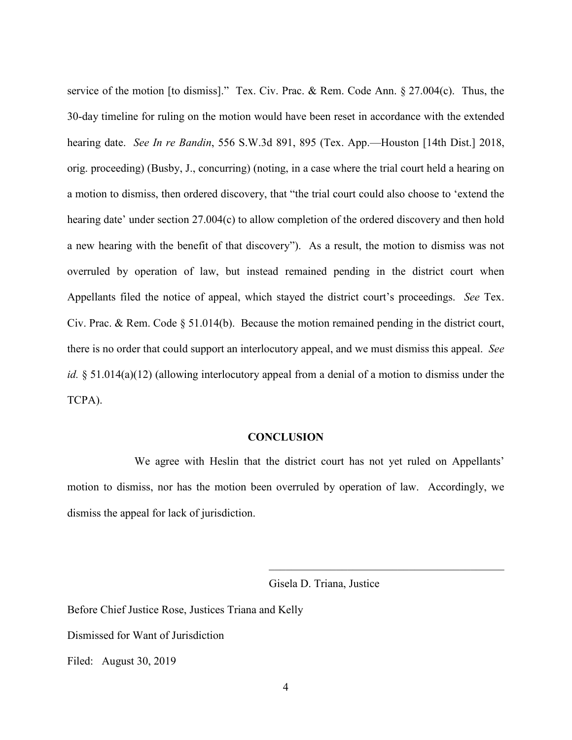service of the motion [to dismiss]." Tex. Civ. Prac. & Rem. Code Ann. § 27.004(c). Thus, the 30-day timeline for ruling on the motion would have been reset in accordance with the extended hearing date. *See In re Bandin*, 556 S.W.3d 891, 895 (Tex. App.—Houston [14th Dist.] 2018, orig. proceeding) (Busby, J., concurring) (noting, in a case where the trial court held a hearing on a motion to dismiss, then ordered discovery, that "the trial court could also choose to 'extend the hearing date' under section 27.004(c) to allow completion of the ordered discovery and then hold a new hearing with the benefit of that discovery"). As a result, the motion to dismiss was not overruled by operation of law, but instead remained pending in the district court when Appellants filed the notice of appeal, which stayed the district court's proceedings. *See* Tex. Civ. Prac. & Rem. Code § 51.014(b). Because the motion remained pending in the district court, there is no order that could support an interlocutory appeal, and we must dismiss this appeal. *See id.* § 51.014(a)(12) (allowing interlocutory appeal from a denial of a motion to dismiss under the TCPA).

**CONCLUSION**

We agree with Heslin that the district court has not yet ruled on Appellants' motion to dismiss, nor has the motion been overruled by operation of law. Accordingly, we dismiss the appeal for lack of jurisdiction.

Gisela D. Triana, Justice

Before Chief Justice Rose, Justices Triana and Kelly

Dismissed for Want of Jurisdiction

Filed: August 30, 2019